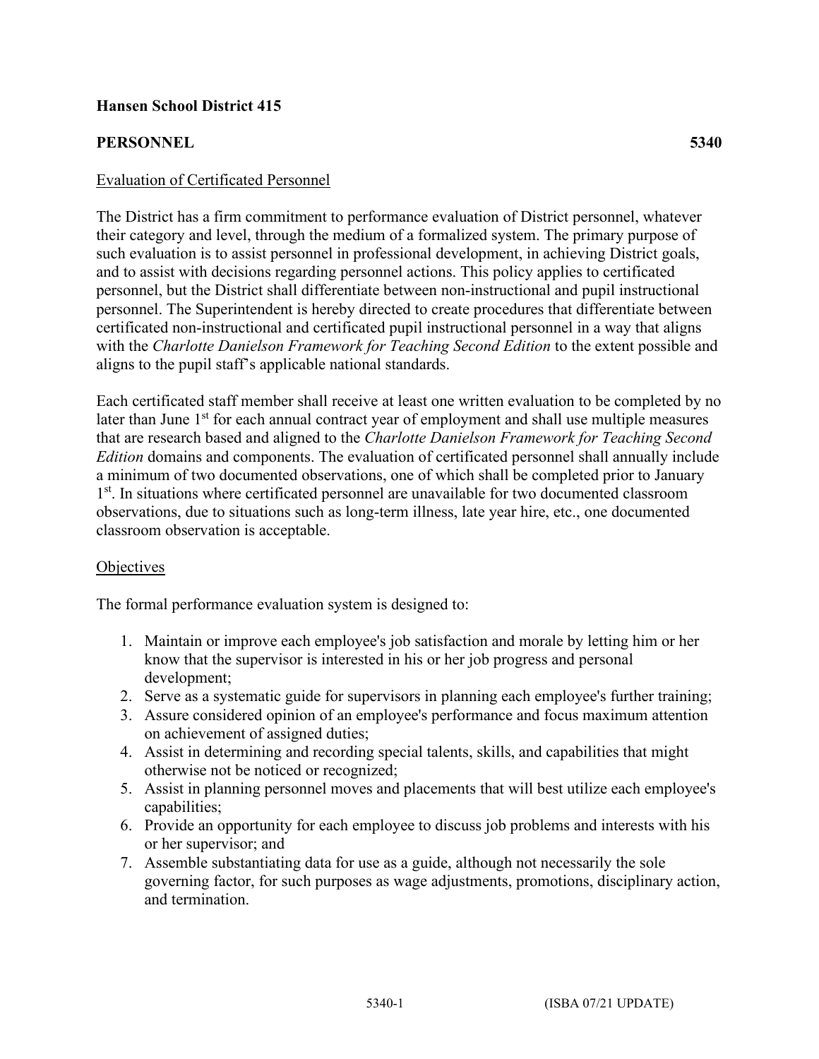**Hansen School District 415**

**PERSONNEL** **5340**

Evaluation of Certificated Personnel

The District has a firm commitment to performance evaluation of District personnel, whatever their category and level, through the medium of a formalized system. The primary purpose of such evaluation is to assist personnel in professional development, in achieving District goals, and to assist with decisions regarding personnel actions. This policy applies to certificated personnel, but the District shall differentiate between non-instructional and pupil instructional personnel. The Superintendent is hereby directed to create procedures that differentiate between certificated non-instructional and certificated pupil instructional personnel in a way that aligns with the *Charlotte Danielson Framework for Teaching Second Edition* to the extent possible and aligns to the pupil staff's applicable national standards.

Each certificated staff member shall receive at least one written evaluation to be completed by no later than June 1st for each annual contract year of employment and shall use multiple measures that are research based and aligned to the *Charlotte Danielson Framework for Teaching Second Edition* domains and components. The evaluation of certificated personnel shall annually include a minimum of two documented observations, one of which shall be completed prior to January 1st. In situations where certificated personnel are unavailable for two documented classroom observations, due to situations such as long-term illness, late year hire, etc., one documented classroom observation is acceptable.

Objectives

The formal performance evaluation system is designed to:

1. Maintain or improve each employee's job satisfaction and morale by letting him or her know that the supervisor is interested in his or her job progress and personal development;
2. Serve as a systematic guide for supervisors in planning each employee's further training;
3. Assure considered opinion of an employee's performance and focus maximum attention on achievement of assigned duties;
4. Assist in determining and recording special talents, skills, and capabilities that might otherwise not be noticed or recognized;
5. Assist in planning personnel moves and placements that will best utilize each employee's capabilities;
6. Provide an opportunity for each employee to discuss job problems and interests with his or her supervisor; and
7. Assemble substantiating data for use as a guide, although not necessarily the sole governing factor, for such purposes as wage adjustments, promotions, disciplinary action, and termination.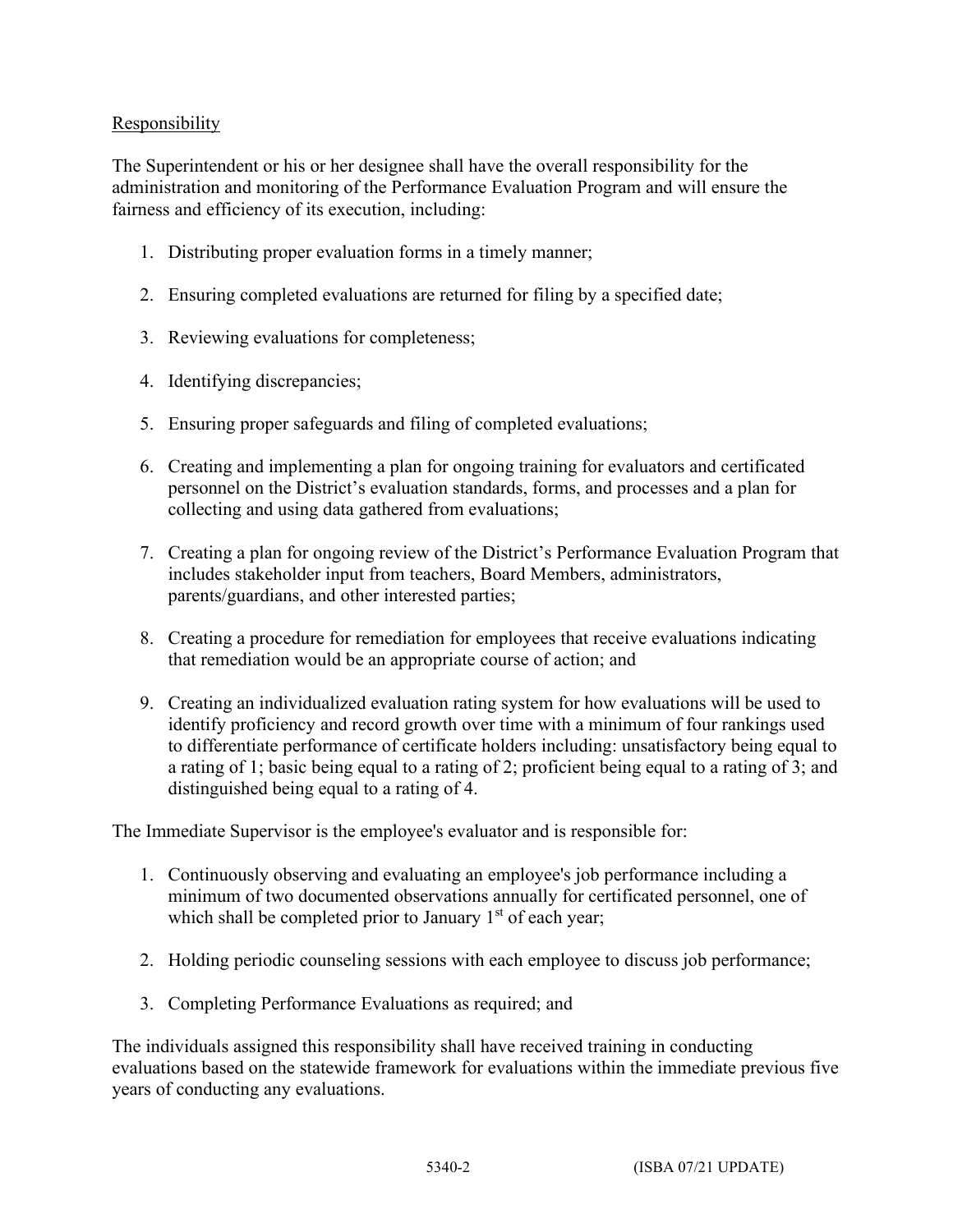Responsibility

The Superintendent or his or her designee shall have the overall responsibility for the administration and monitoring of the Performance Evaluation Program and will ensure the fairness and efficiency of its execution, including:

1. Distributing proper evaluation forms in a timely manner;

2. Ensuring completed evaluations are returned for filing by a specified date;

3. Reviewing evaluations for completeness;

4. Identifying discrepancies;

5. Ensuring proper safeguards and filing of completed evaluations;

6. Creating and implementing a plan for ongoing training for evaluators and certificated personnel on the District's evaluation standards, forms, and processes and a plan for collecting and using data gathered from evaluations;

7. Creating a plan for ongoing review of the District's Performance Evaluation Program that includes stakeholder input from teachers, Board Members, administrators, parents/guardians, and other interested parties;

8. Creating a procedure for remediation for employees that receive evaluations indicating that remediation would be an appropriate course of action; and

9. Creating an individualized evaluation rating system for how evaluations will be used to identify proficiency and record growth over time with a minimum of four rankings used to differentiate performance of certificate holders including: unsatisfactory being equal to a rating of 1; basic being equal to a rating of 2; proficient being equal to a rating of 3; and distinguished being equal to a rating of 4.

The Immediate Supervisor is the employee's evaluator and is responsible for:

1. Continuously observing and evaluating an employee's job performance including a minimum of two documented observations annually for certificated personnel, one of which shall be completed prior to January 1st of each year;

2. Holding periodic counseling sessions with each employee to discuss job performance;

3. Completing Performance Evaluations as required; and

The individuals assigned this responsibility shall have received training in conducting evaluations based on the statewide framework for evaluations within the immediate previous five years of conducting any evaluations.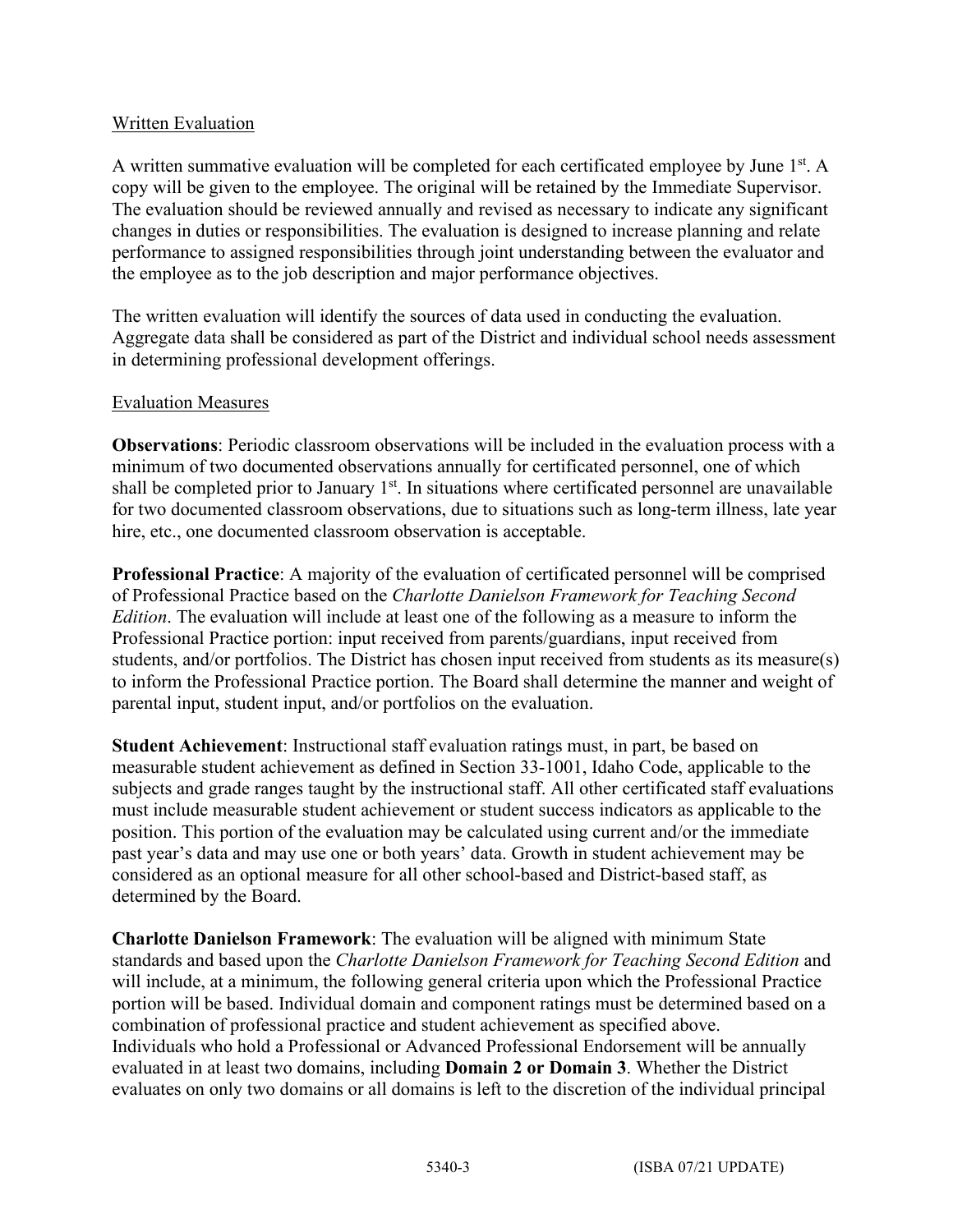Written Evaluation

A written summative evaluation will be completed for each certificated employee by June 1st. A copy will be given to the employee. The original will be retained by the Immediate Supervisor. The evaluation should be reviewed annually and revised as necessary to indicate any significant changes in duties or responsibilities. The evaluation is designed to increase planning and relate performance to assigned responsibilities through joint understanding between the evaluator and the employee as to the job description and major performance objectives.

The written evaluation will identify the sources of data used in conducting the evaluation. Aggregate data shall be considered as part of the District and individual school needs assessment in determining professional development offerings.

Evaluation Measures

**Observations**: Periodic classroom observations will be included in the evaluation process with a minimum of two documented observations annually for certificated personnel, one of which shall be completed prior to January 1st. In situations where certificated personnel are unavailable for two documented classroom observations, due to situations such as long-term illness, late year hire, etc., one documented classroom observation is acceptable.

**Professional Practice**: A majority of the evaluation of certificated personnel will be comprised of Professional Practice based on the *Charlotte Danielson Framework for Teaching Second Edition*. The evaluation will include at least one of the following as a measure to inform the Professional Practice portion: input received from parents/guardians, input received from students, and/or portfolios. The District has chosen input received from students as its measure(s) to inform the Professional Practice portion. The Board shall determine the manner and weight of parental input, student input, and/or portfolios on the evaluation.

**Student Achievement**: Instructional staff evaluation ratings must, in part, be based on measurable student achievement as defined in Section 33-1001, Idaho Code, applicable to the subjects and grade ranges taught by the instructional staff. All other certificated staff evaluations must include measurable student achievement or student success indicators as applicable to the position. This portion of the evaluation may be calculated using current and/or the immediate past year's data and may use one or both years' data. Growth in student achievement may be considered as an optional measure for all other school-based and District-based staff, as determined by the Board.

**Charlotte Danielson Framework**: The evaluation will be aligned with minimum State standards and based upon the *Charlotte Danielson Framework for Teaching Second Edition* and will include, at a minimum, the following general criteria upon which the Professional Practice portion will be based. Individual domain and component ratings must be determined based on a combination of professional practice and student achievement as specified above. Individuals who hold a Professional or Advanced Professional Endorsement will be annually evaluated in at least two domains, including **Domain 2 or Domain 3**. Whether the District evaluates on only two domains or all domains is left to the discretion of the individual principal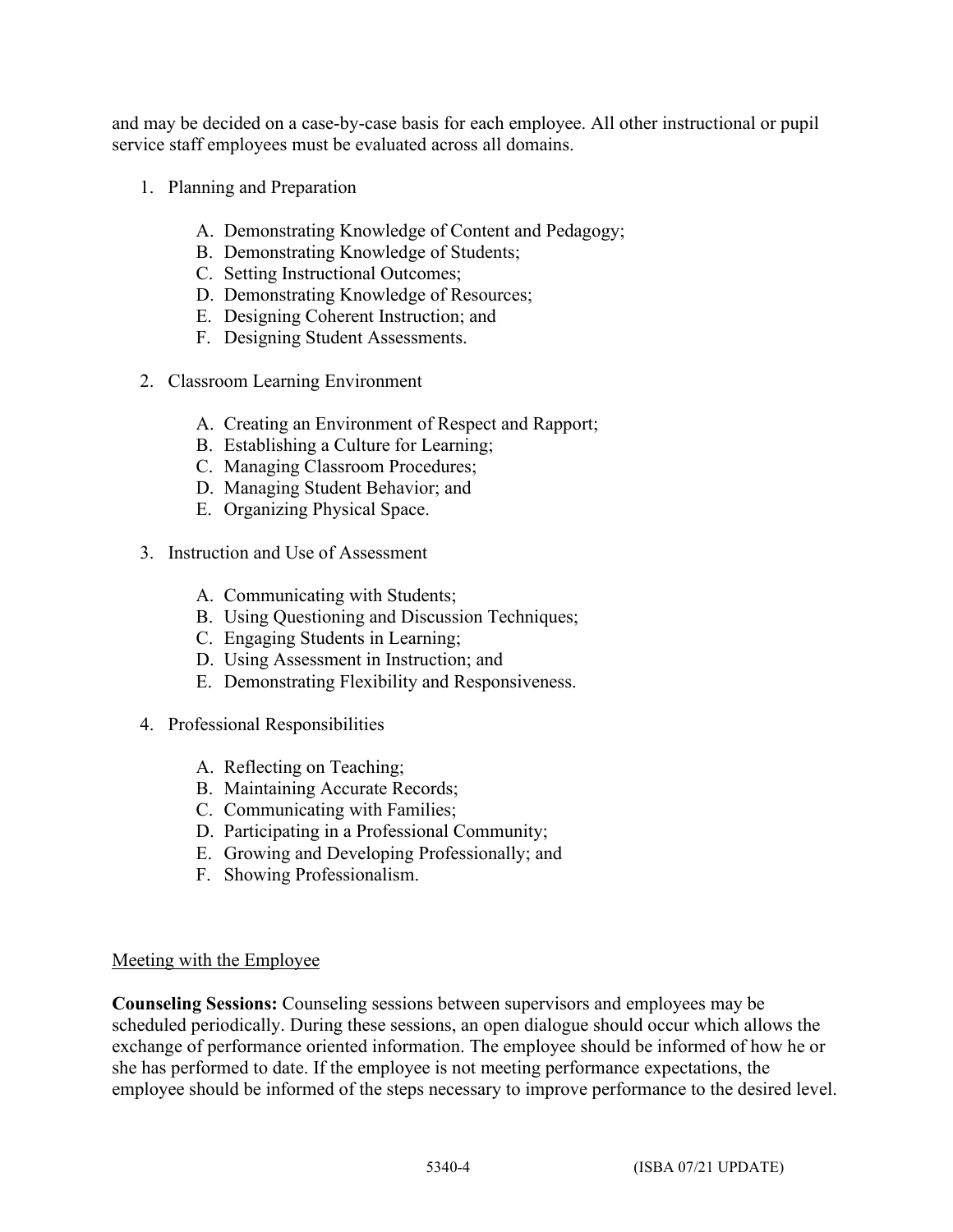and may be decided on a case-by-case basis for each employee. All other instructional or pupil service staff employees must be evaluated across all domains.

1. Planning and Preparation

   A. Demonstrating Knowledge of Content and Pedagogy;
   B. Demonstrating Knowledge of Students;
   C. Setting Instructional Outcomes;
   D. Demonstrating Knowledge of Resources;
   E. Designing Coherent Instruction; and
   F. Designing Student Assessments.

2. Classroom Learning Environment

   A. Creating an Environment of Respect and Rapport;
   B. Establishing a Culture for Learning;
   C. Managing Classroom Procedures;
   D. Managing Student Behavior; and
   E. Organizing Physical Space.

3. Instruction and Use of Assessment

   A. Communicating with Students;
   B. Using Questioning and Discussion Techniques;
   C. Engaging Students in Learning;
   D. Using Assessment in Instruction; and
   E. Demonstrating Flexibility and Responsiveness.

4. Professional Responsibilities

   A. Reflecting on Teaching;
   B. Maintaining Accurate Records;
   C. Communicating with Families;
   D. Participating in a Professional Community;
   E. Growing and Developing Professionally; and
   F. Showing Professionalism.

<u>Meeting with the Employee</u>

**Counseling Sessions:** Counseling sessions between supervisors and employees may be scheduled periodically. During these sessions, an open dialogue should occur which allows the exchange of performance oriented information. The employee should be informed of how he or she has performed to date. If the employee is not meeting performance expectations, the employee should be informed of the steps necessary to improve performance to the desired level.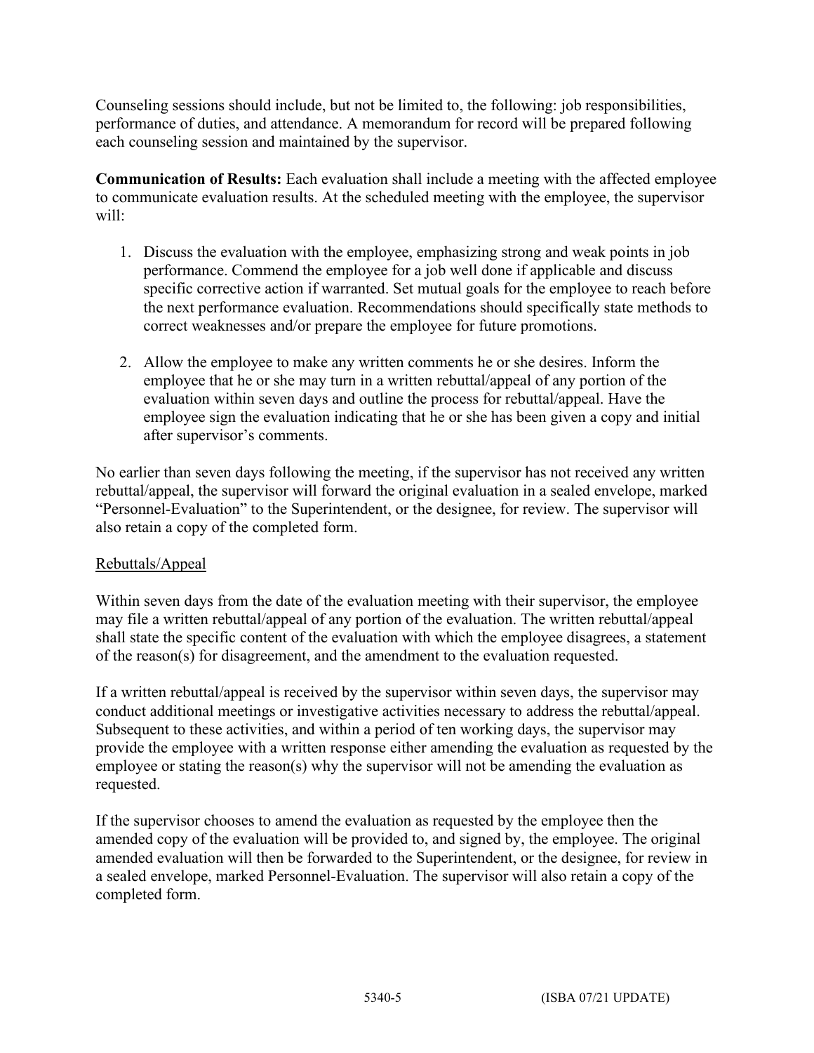Counseling sessions should include, but not be limited to, the following: job responsibilities, performance of duties, and attendance. A memorandum for record will be prepared following each counseling session and maintained by the supervisor.

**Communication of Results:** Each evaluation shall include a meeting with the affected employee to communicate evaluation results. At the scheduled meeting with the employee, the supervisor will:

1. Discuss the evaluation with the employee, emphasizing strong and weak points in job performance. Commend the employee for a job well done if applicable and discuss specific corrective action if warranted. Set mutual goals for the employee to reach before the next performance evaluation. Recommendations should specifically state methods to correct weaknesses and/or prepare the employee for future promotions.

2. Allow the employee to make any written comments he or she desires. Inform the employee that he or she may turn in a written rebuttal/appeal of any portion of the evaluation within seven days and outline the process for rebuttal/appeal. Have the employee sign the evaluation indicating that he or she has been given a copy and initial after supervisor's comments.

No earlier than seven days following the meeting, if the supervisor has not received any written rebuttal/appeal, the supervisor will forward the original evaluation in a sealed envelope, marked "Personnel-Evaluation" to the Superintendent, or the designee, for review. The supervisor will also retain a copy of the completed form.

Rebuttals/Appeal

Within seven days from the date of the evaluation meeting with their supervisor, the employee may file a written rebuttal/appeal of any portion of the evaluation. The written rebuttal/appeal shall state the specific content of the evaluation with which the employee disagrees, a statement of the reason(s) for disagreement, and the amendment to the evaluation requested.

If a written rebuttal/appeal is received by the supervisor within seven days, the supervisor may conduct additional meetings or investigative activities necessary to address the rebuttal/appeal. Subsequent to these activities, and within a period of ten working days, the supervisor may provide the employee with a written response either amending the evaluation as requested by the employee or stating the reason(s) why the supervisor will not be amending the evaluation as requested.

If the supervisor chooses to amend the evaluation as requested by the employee then the amended copy of the evaluation will be provided to, and signed by, the employee. The original amended evaluation will then be forwarded to the Superintendent, or the designee, for review in a sealed envelope, marked Personnel-Evaluation. The supervisor will also retain a copy of the completed form.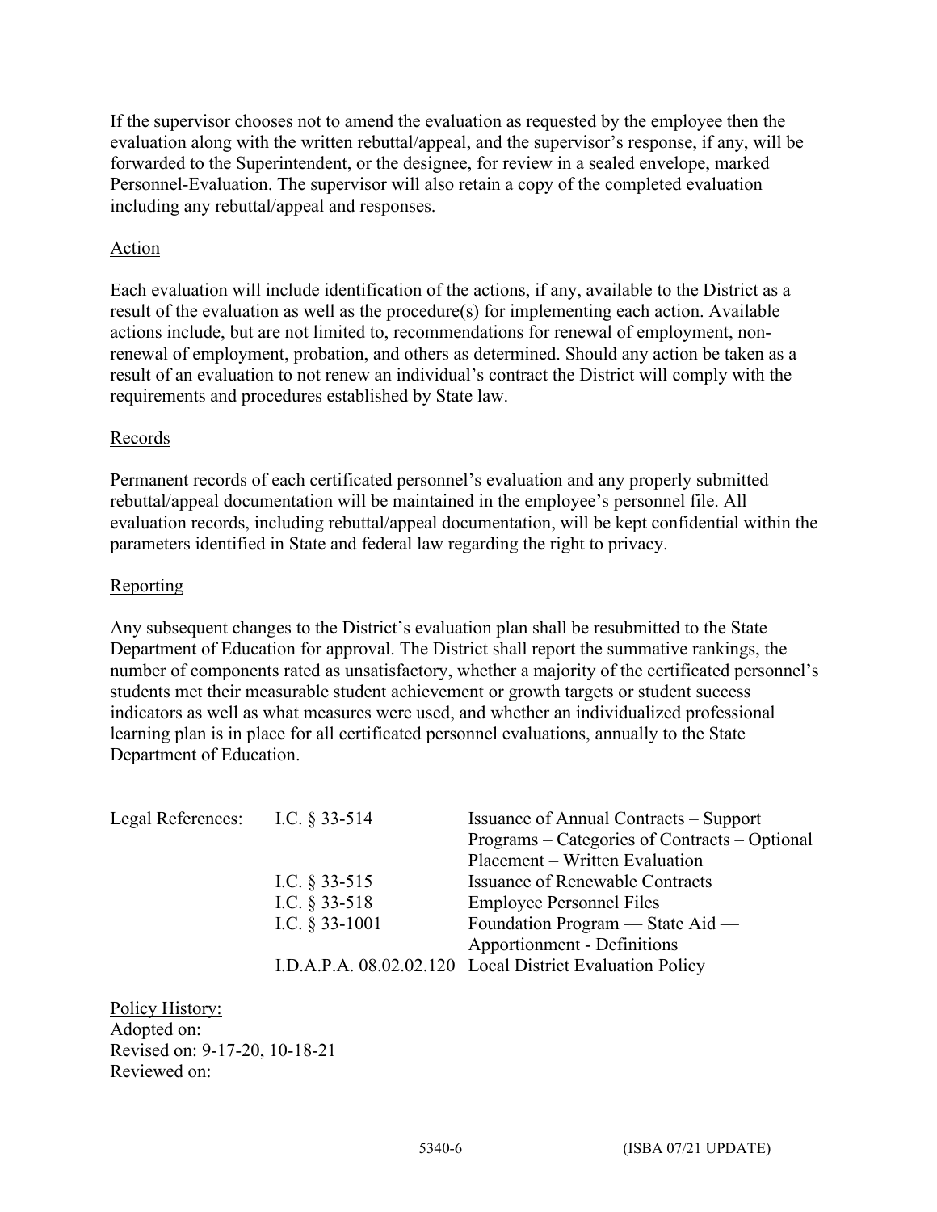If the supervisor chooses not to amend the evaluation as requested by the employee then the evaluation along with the written rebuttal/appeal, and the supervisor's response, if any, will be forwarded to the Superintendent, or the designee, for review in a sealed envelope, marked Personnel-Evaluation. The supervisor will also retain a copy of the completed evaluation including any rebuttal/appeal and responses.

## Action

Each evaluation will include identification of the actions, if any, available to the District as a result of the evaluation as well as the procedure(s) for implementing each action. Available actions include, but are not limited to, recommendations for renewal of employment, non-renewal of employment, probation, and others as determined. Should any action be taken as a result of an evaluation to not renew an individual's contract the District will comply with the requirements and procedures established by State law.

## Records

Permanent records of each certificated personnel's evaluation and any properly submitted rebuttal/appeal documentation will be maintained in the employee's personnel file. All evaluation records, including rebuttal/appeal documentation, will be kept confidential within the parameters identified in State and federal law regarding the right to privacy.

## Reporting

Any subsequent changes to the District's evaluation plan shall be resubmitted to the State Department of Education for approval. The District shall report the summative rankings, the number of components rated as unsatisfactory, whether a majority of the certificated personnel's students met their measurable student achievement or growth targets or student success indicators as well as what measures were used, and whether an individualized professional learning plan is in place for all certificated personnel evaluations, annually to the State Department of Education.

| | | |
|---|---|---|
| Legal References: | I.C. § 33-514 | Issuance of Annual Contracts – Support Programs – Categories of Contracts – Optional Placement – Written Evaluation |
| | I.C. § 33-515 | Issuance of Renewable Contracts |
| | I.C. § 33-518 | Employee Personnel Files |
| | I.C. § 33-1001 | Foundation Program — State Aid — Apportionment - Definitions |
| | I.D.A.P.A. 08.02.02.120 | Local District Evaluation Policy |

Policy History:
Adopted on:
Revised on: 9-17-20, 10-18-21
Reviewed on:

5340-6 (ISBA 07/21 UPDATE)